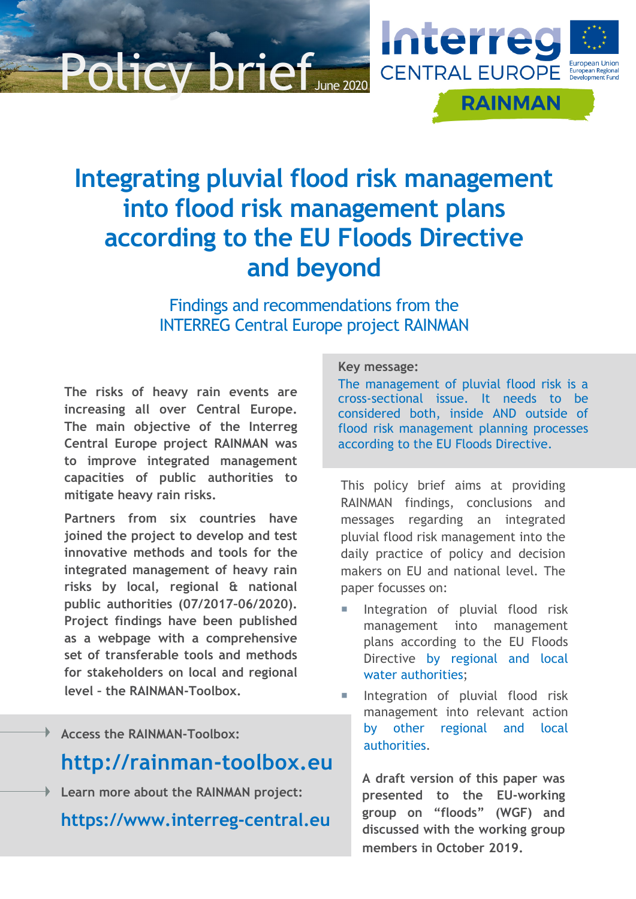Policy brief June 2020

Interreg CENTRAL EUROPE

European Union European Regional Development Fund

RAINMAN

# Integrating pluvial flood risk management into flood risk management plans according to the EU Floods Directive and beyond

## Findings and recommendations from the INTERREG Central Europe project RAINMAN

**The risks of heavy rain events are increasing all over Central Europe. The main objective of the Interreg Central Europe project RAINMAN was to improve integrated management capacities of public authorities to mitigate heavy rain risks.**

**Partners from six countries have joined the project to develop and test innovative methods and tools for the integrated management of heavy rain risks by local, regional & national public authorities (07/2017-06/2020). Project findings have been published as a webpage with a comprehensive set of transferable tools and methods for stakeholders on local and regional level - the RAINMAN-Toolbox.**

**Access the RAINMAN-Toolbox:**

**http://rainman-toolbox.eu**

**Learn more about the RAINMAN project:**

**https://www.interreg-central.eu**

**Key message:**

The management of pluvial flood risk is a cross-sectional issue. It needs to be considered both, inside AND outside of flood risk management planning processes according to the EU Floods Directive.

This policy brief aims at providing RAINMAN findings, conclusions and messages regarding an integrated pluvial flood risk management into the daily practice of policy and decision makers on EU and national level. The paper focusses on:

- Integration of pluvial flood risk management into management plans according to the EU Floods Directive by regional and local water authorities;
- Integration of pluvial flood risk management into relevant action by other regional and local authorities.

**A draft version of this paper was presented to the EU-working group on "floods" (WGF) and discussed with the working group members in October 2019.**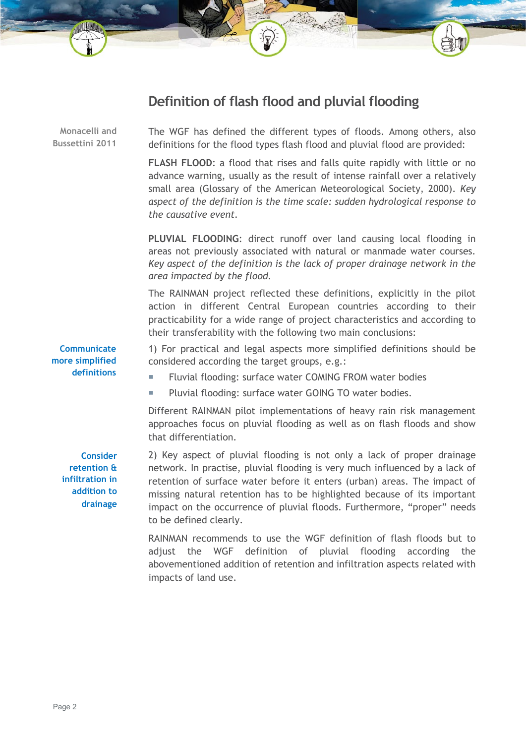## Definition of flash flood and pluvial flooding

Monacelli and Bussettini 2011

The WGF has defined the different types of floods. Among others, also definitions for the flood types flash flood and pluvial flood are provided:

**FLASH FLOOD**: a flood that rises and falls quite rapidly with little or no advance warning, usually as the result of intense rainfall over a relatively small area (Glossary of the American Meteorological Society, 2000). *Key aspect of the definition is the time scale: sudden hydrological response to the causative event.*

**PLUVIAL FLOODING**: direct runoff over land causing local flooding in areas not previously associated with natural or manmade water courses. *Key aspect of the definition is the lack of proper drainage network in the area impacted by the flood.*

The RAINMAN project reflected these definitions, explicitly in the pilot action in different Central European countries according to their practicability for a wide range of project characteristics and according to their transferability with the following two main conclusions:

**Communicate more simplified definitions**

1) For practical and legal aspects more simplified definitions should be considered according the target groups, e.g.:

- Fluvial flooding: surface water COMING FROM water bodies
- Pluvial flooding: surface water GOING TO water bodies.

Different RAINMAN pilot implementations of heavy rain risk management approaches focus on pluvial flooding as well as on flash floods and show that differentiation.

**Consider retention & infiltration in addition to drainage**

2) Key aspect of pluvial flooding is not only a lack of proper drainage network. In practise, pluvial flooding is very much influenced by a lack of retention of surface water before it enters (urban) areas. The impact of missing natural retention has to be highlighted because of its important impact on the occurrence of pluvial floods. Furthermore, "proper" needs to be defined clearly.

RAINMAN recommends to use the WGF definition of flash floods but to adjust the WGF definition of pluvial flooding according the abovementioned addition of retention and infiltration aspects related with impacts of land use.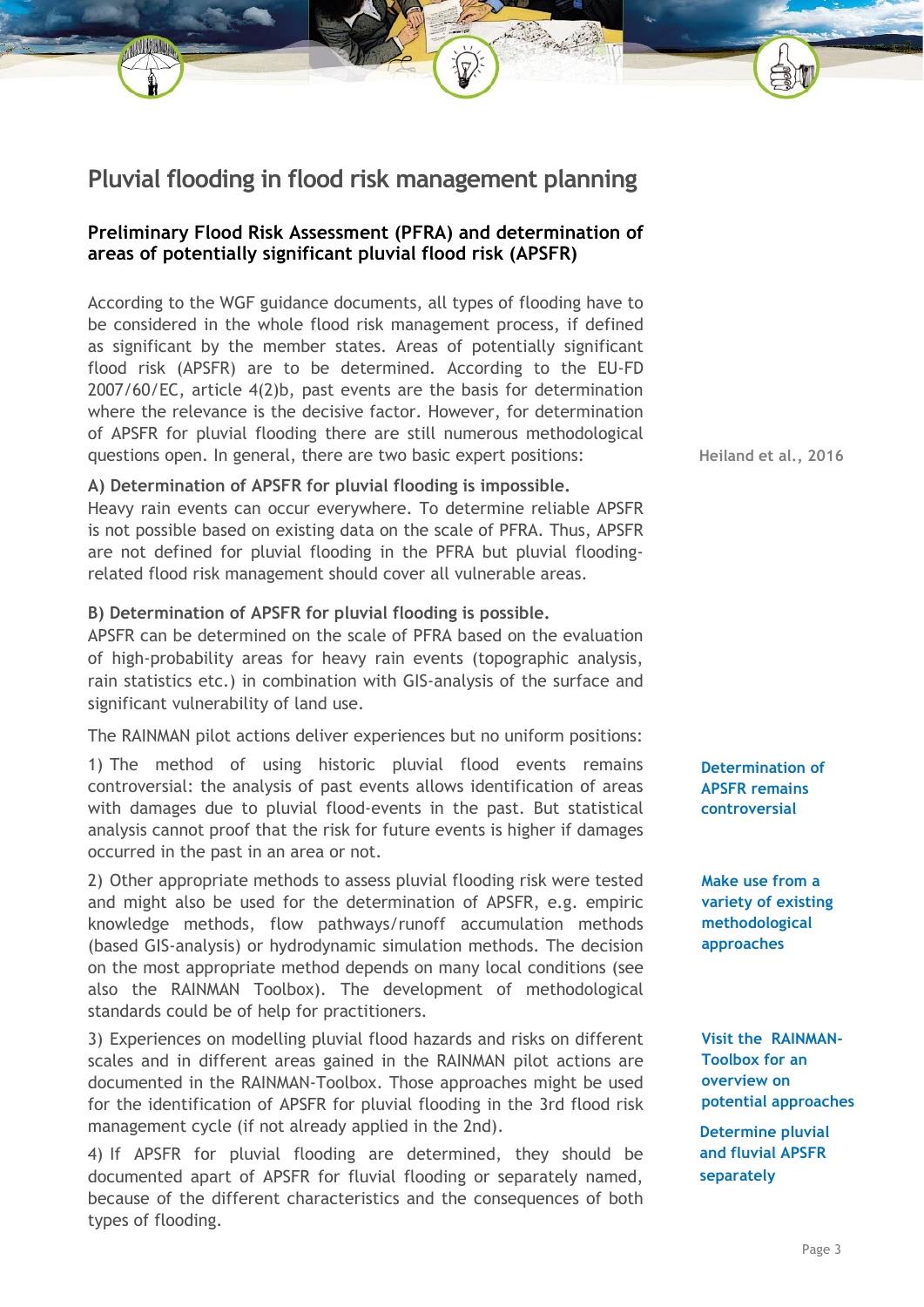# Pluvial flooding in flood risk management planning

## Preliminary Flood Risk Assessment (PFRA) and determination of areas of potentially significant pluvial flood risk (APSFR)

According to the WGF guidance documents, all types of flooding have to be considered in the whole flood risk management process, if defined as significant by the member states. Areas of potentially significant flood risk (APSFR) are to be determined. According to the EU-FD 2007/60/EC, article 4(2)b, past events are the basis for determination where the relevance is the decisive factor. However, for determination of APSFR for pluvial flooding there are still numerous methodological questions open. In general, there are two basic expert positions:

Heiland et al., 2016

**A) Determination of APSFR for pluvial flooding is impossible.**
Heavy rain events can occur everywhere. To determine reliable APSFR is not possible based on existing data on the scale of PFRA. Thus, APSFR are not defined for pluvial flooding in the PFRA but pluvial flooding-related flood risk management should cover all vulnerable areas.

**B) Determination of APSFR for pluvial flooding is possible.**
APSFR can be determined on the scale of PFRA based on the evaluation of high-probability areas for heavy rain events (topographic analysis, rain statistics etc.) in combination with GIS-analysis of the surface and significant vulnerability of land use.

The RAINMAN pilot actions deliver experiences but no uniform positions:

**Determination of APSFR remains controversial**

1) The method of using historic pluvial flood events remains controversial: the analysis of past events allows identification of areas with damages due to pluvial flood-events in the past. But statistical analysis cannot proof that the risk for future events is higher if damages occurred in the past in an area or not.

**Make use from a variety of existing methodological approaches**

2) Other appropriate methods to assess pluvial flooding risk were tested and might also be used for the determination of APSFR, e.g. empiric knowledge methods, flow pathways/runoff accumulation methods (based GIS-analysis) or hydrodynamic simulation methods. The decision on the most appropriate method depends on many local conditions (see also the RAINMAN Toolbox). The development of methodological standards could be of help for practitioners.

**Visit the RAINMAN-Toolbox for an overview on potential approaches**

3) Experiences on modelling pluvial flood hazards and risks on different scales and in different areas gained in the RAINMAN pilot actions are documented in the RAINMAN-Toolbox. Those approaches might be used for the identification of APSFR for pluvial flooding in the 3rd flood risk management cycle (if not already applied in the 2nd).

**Determine pluvial and fluvial APSFR separately**

4) If APSFR for pluvial flooding are determined, they should be documented apart of APSFR for fluvial flooding or separately named, because of the different characteristics and the consequences of both types of flooding.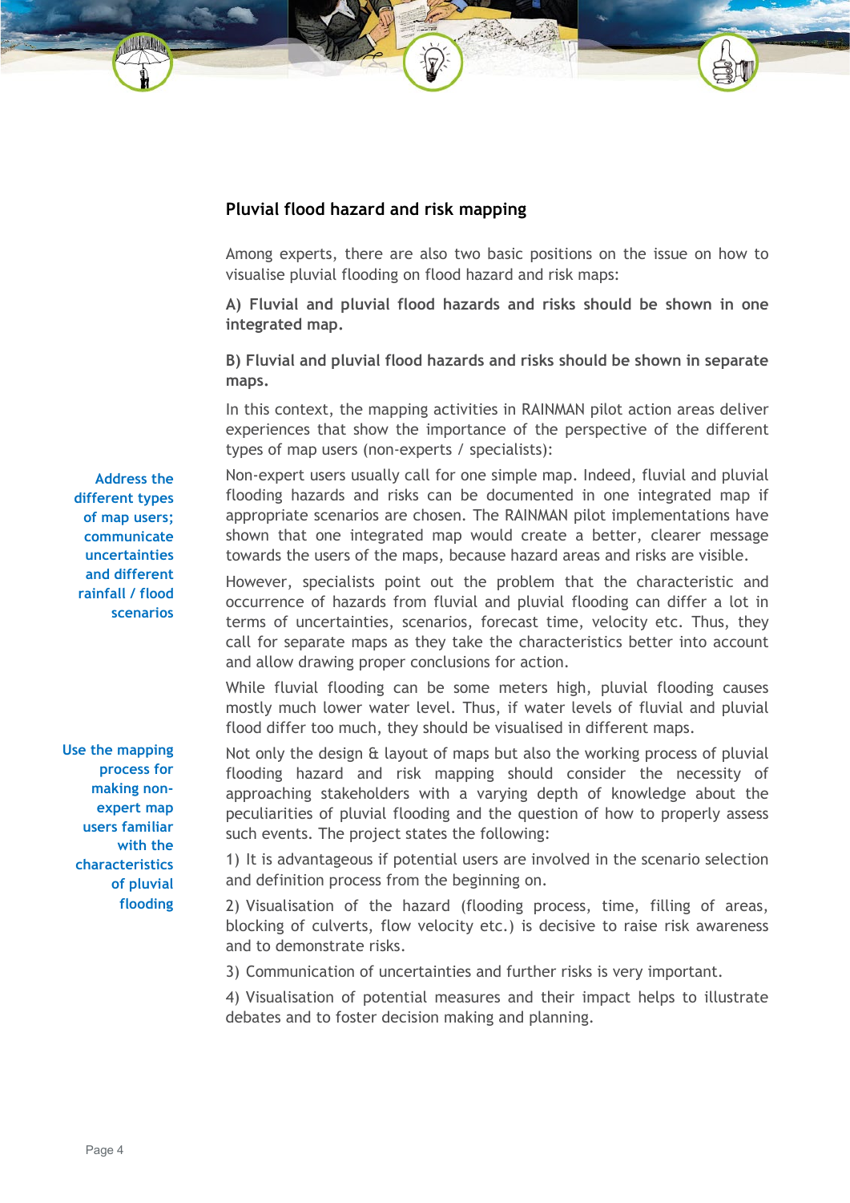## Pluvial flood hazard and risk mapping

Among experts, there are also two basic positions on the issue on how to visualise pluvial flooding on flood hazard and risk maps:

**A) Fluvial and pluvial flood hazards and risks should be shown in one integrated map.**

**B) Fluvial and pluvial flood hazards and risks should be shown in separate maps.**

In this context, the mapping activities in RAINMAN pilot action areas deliver experiences that show the importance of the perspective of the different types of map users (non-experts / specialists):

**Address the different types of map users; communicate uncertainties and different rainfall / flood scenarios**

Non-expert users usually call for one simple map. Indeed, fluvial and pluvial flooding hazards and risks can be documented in one integrated map if appropriate scenarios are chosen. The RAINMAN pilot implementations have shown that one integrated map would create a better, clearer message towards the users of the maps, because hazard areas and risks are visible.

However, specialists point out the problem that the characteristic and occurrence of hazards from fluvial and pluvial flooding can differ a lot in terms of uncertainties, scenarios, forecast time, velocity etc. Thus, they call for separate maps as they take the characteristics better into account and allow drawing proper conclusions for action.

While fluvial flooding can be some meters high, pluvial flooding causes mostly much lower water level. Thus, if water levels of fluvial and pluvial flood differ too much, they should be visualised in different maps.

**Use the mapping process for making non-expert map users familiar with the characteristics of pluvial flooding**

Not only the design & layout of maps but also the working process of pluvial flooding hazard and risk mapping should consider the necessity of approaching stakeholders with a varying depth of knowledge about the peculiarities of pluvial flooding and the question of how to properly assess such events. The project states the following:

1) It is advantageous if potential users are involved in the scenario selection and definition process from the beginning on.

2) Visualisation of the hazard (flooding process, time, filling of areas, blocking of culverts, flow velocity etc.) is decisive to raise risk awareness and to demonstrate risks.

3) Communication of uncertainties and further risks is very important.

4) Visualisation of potential measures and their impact helps to illustrate debates and to foster decision making and planning.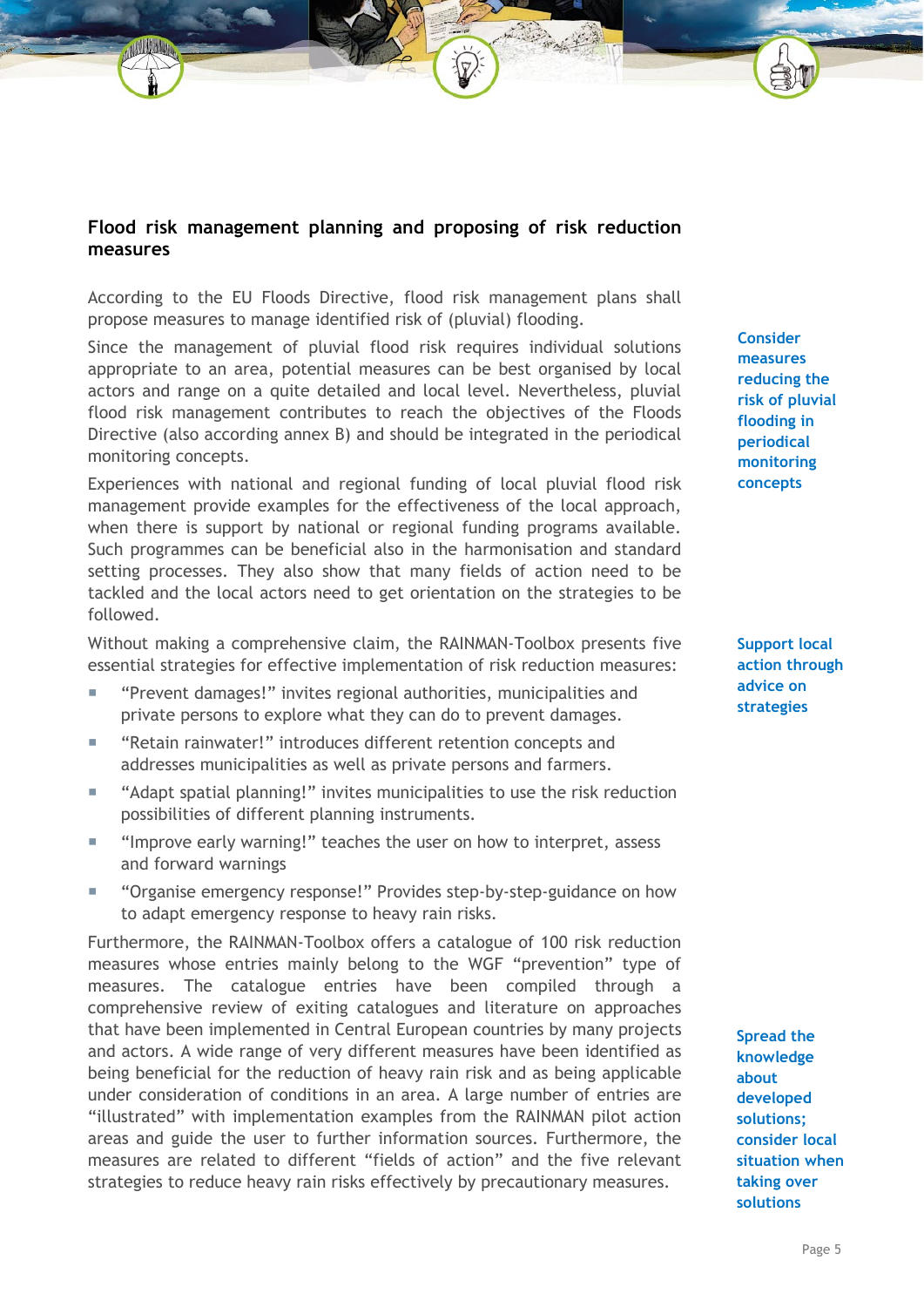## Flood risk management planning and proposing of risk reduction measures

According to the EU Floods Directive, flood risk management plans shall propose measures to manage identified risk of (pluvial) flooding.

**Consider measures reducing the risk of pluvial flooding in periodical monitoring concepts**

Since the management of pluvial flood risk requires individual solutions appropriate to an area, potential measures can be best organised by local actors and range on a quite detailed and local level. Nevertheless, pluvial flood risk management contributes to reach the objectives of the Floods Directive (also according annex B) and should be integrated in the periodical monitoring concepts.

Experiences with national and regional funding of local pluvial flood risk management provide examples for the effectiveness of the local approach, when there is support by national or regional funding programs available. Such programmes can be beneficial also in the harmonisation and standard setting processes. They also show that many fields of action need to be tackled and the local actors need to get orientation on the strategies to be followed.

**Support local action through advice on strategies**

Without making a comprehensive claim, the RAINMAN-Toolbox presents five essential strategies for effective implementation of risk reduction measures:

- "Prevent damages!" invites regional authorities, municipalities and private persons to explore what they can do to prevent damages.
- "Retain rainwater!" introduces different retention concepts and addresses municipalities as well as private persons and farmers.
- "Adapt spatial planning!" invites municipalities to use the risk reduction possibilities of different planning instruments.
- "Improve early warning!" teaches the user on how to interpret, assess and forward warnings
- "Organise emergency response!" Provides step-by-step-guidance on how to adapt emergency response to heavy rain risks.

**Spread the knowledge about developed solutions; consider local situation when taking over solutions**

Furthermore, the RAINMAN-Toolbox offers a catalogue of 100 risk reduction measures whose entries mainly belong to the WGF "prevention" type of measures. The catalogue entries have been compiled through a comprehensive review of exiting catalogues and literature on approaches that have been implemented in Central European countries by many projects and actors. A wide range of very different measures have been identified as being beneficial for the reduction of heavy rain risk and as being applicable under consideration of conditions in an area. A large number of entries are "illustrated" with implementation examples from the RAINMAN pilot action areas and guide the user to further information sources. Furthermore, the measures are related to different "fields of action" and the five relevant strategies to reduce heavy rain risks effectively by precautionary measures.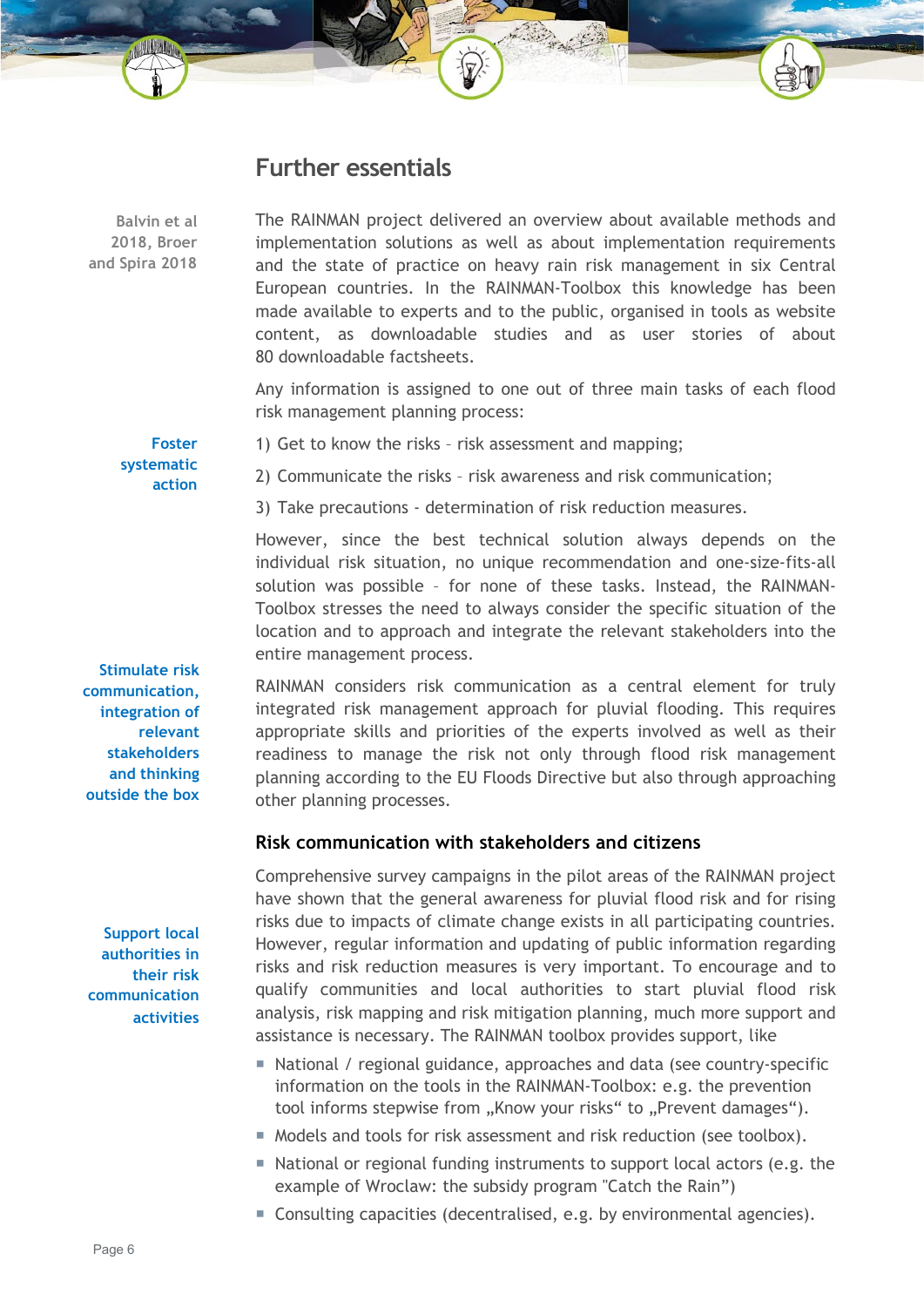## Further essentials

Balvin et al 2018, Broer and Spira 2018

The RAINMAN project delivered an overview about available methods and implementation solutions as well as about implementation requirements and the state of practice on heavy rain risk management in six Central European countries. In the RAINMAN-Toolbox this knowledge has been made available to experts and to the public, organised in tools as website content, as downloadable studies and as user stories of about 80 downloadable factsheets.

Any information is assigned to one out of three main tasks of each flood risk management planning process:

**Foster systematic action**

1) Get to know the risks – risk assessment and mapping;

2) Communicate the risks – risk awareness and risk communication;

3) Take precautions - determination of risk reduction measures.

However, since the best technical solution always depends on the individual risk situation, no unique recommendation and one-size-fits-all solution was possible – for none of these tasks. Instead, the RAINMAN-Toolbox stresses the need to always consider the specific situation of the location and to approach and integrate the relevant stakeholders into the entire management process.

**Stimulate risk communication, integration of relevant stakeholders and thinking outside the box**

RAINMAN considers risk communication as a central element for truly integrated risk management approach for pluvial flooding. This requires appropriate skills and priorities of the experts involved as well as their readiness to manage the risk not only through flood risk management planning according to the EU Floods Directive but also through approaching other planning processes.

### Risk communication with stakeholders and citizens

Comprehensive survey campaigns in the pilot areas of the RAINMAN project have shown that the general awareness for pluvial flood risk and for rising risks due to impacts of climate change exists in all participating countries. However, regular information and updating of public information regarding risks and risk reduction measures is very important. To encourage and to qualify communities and local authorities to start pluvial flood risk analysis, risk mapping and risk mitigation planning, much more support and assistance is necessary. The RAINMAN toolbox provides support, like

**Support local authorities in their risk communication activities**

- National / regional guidance, approaches and data (see country-specific information on the tools in the RAINMAN-Toolbox: e.g. the prevention tool informs stepwise from „Know your risks“ to „Prevent damages“).
- Models and tools for risk assessment and risk reduction (see toolbox).
- National or regional funding instruments to support local actors (e.g. the example of Wroclaw: the subsidy program "Catch the Rain")
- Consulting capacities (decentralised, e.g. by environmental agencies).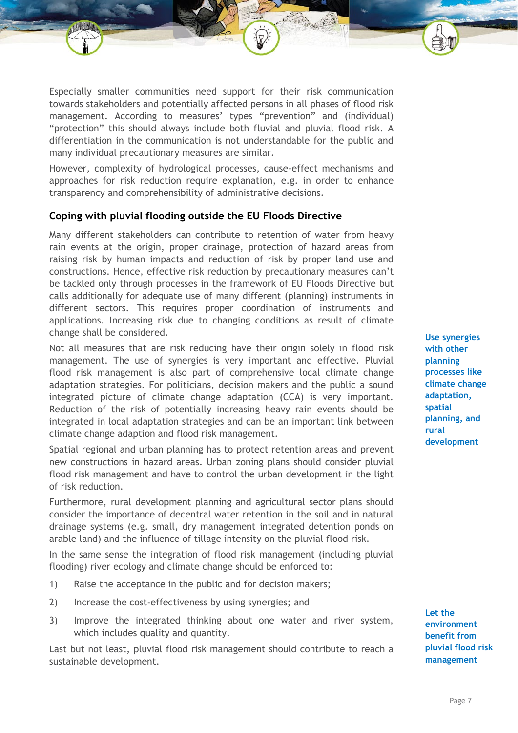Especially smaller communities need support for their risk communication towards stakeholders and potentially affected persons in all phases of flood risk management. According to measures' types "prevention" and (individual) "protection" this should always include both fluvial and pluvial flood risk. A differentiation in the communication is not understandable for the public and many individual precautionary measures are similar.

However, complexity of hydrological processes, cause-effect mechanisms and approaches for risk reduction require explanation, e.g. in order to enhance transparency and comprehensibility of administrative decisions.

## Coping with pluvial flooding outside the EU Floods Directive

Many different stakeholders can contribute to retention of water from heavy rain events at the origin, proper drainage, protection of hazard areas from raising risk by human impacts and reduction of risk by proper land use and constructions. Hence, effective risk reduction by precautionary measures can't be tackled only through processes in the framework of EU Floods Directive but calls additionally for adequate use of many different (planning) instruments in different sectors. This requires proper coordination of instruments and applications. Increasing risk due to changing conditions as result of climate change shall be considered.

**Use synergies with other planning processes like climate change adaptation, spatial planning, and rural development**

Not all measures that are risk reducing have their origin solely in flood risk management. The use of synergies is very important and effective. Pluvial flood risk management is also part of comprehensive local climate change adaptation strategies. For politicians, decision makers and the public a sound integrated picture of climate change adaptation (CCA) is very important. Reduction of the risk of potentially increasing heavy rain events should be integrated in local adaptation strategies and can be an important link between climate change adaption and flood risk management.

Spatial regional and urban planning has to protect retention areas and prevent new constructions in hazard areas. Urban zoning plans should consider pluvial flood risk management and have to control the urban development in the light of risk reduction.

Furthermore, rural development planning and agricultural sector plans should consider the importance of decentral water retention in the soil and in natural drainage systems (e.g. small, dry management integrated detention ponds on arable land) and the influence of tillage intensity on the pluvial flood risk.

In the same sense the integration of flood risk management (including pluvial flooding) river ecology and climate change should be enforced to:

1) Raise the acceptance in the public and for decision makers;
2) Increase the cost-effectiveness by using synergies; and
3) Improve the integrated thinking about one water and river system, which includes quality and quantity.

**Let the environment benefit from pluvial flood risk management**

Last but not least, pluvial flood risk management should contribute to reach a sustainable development.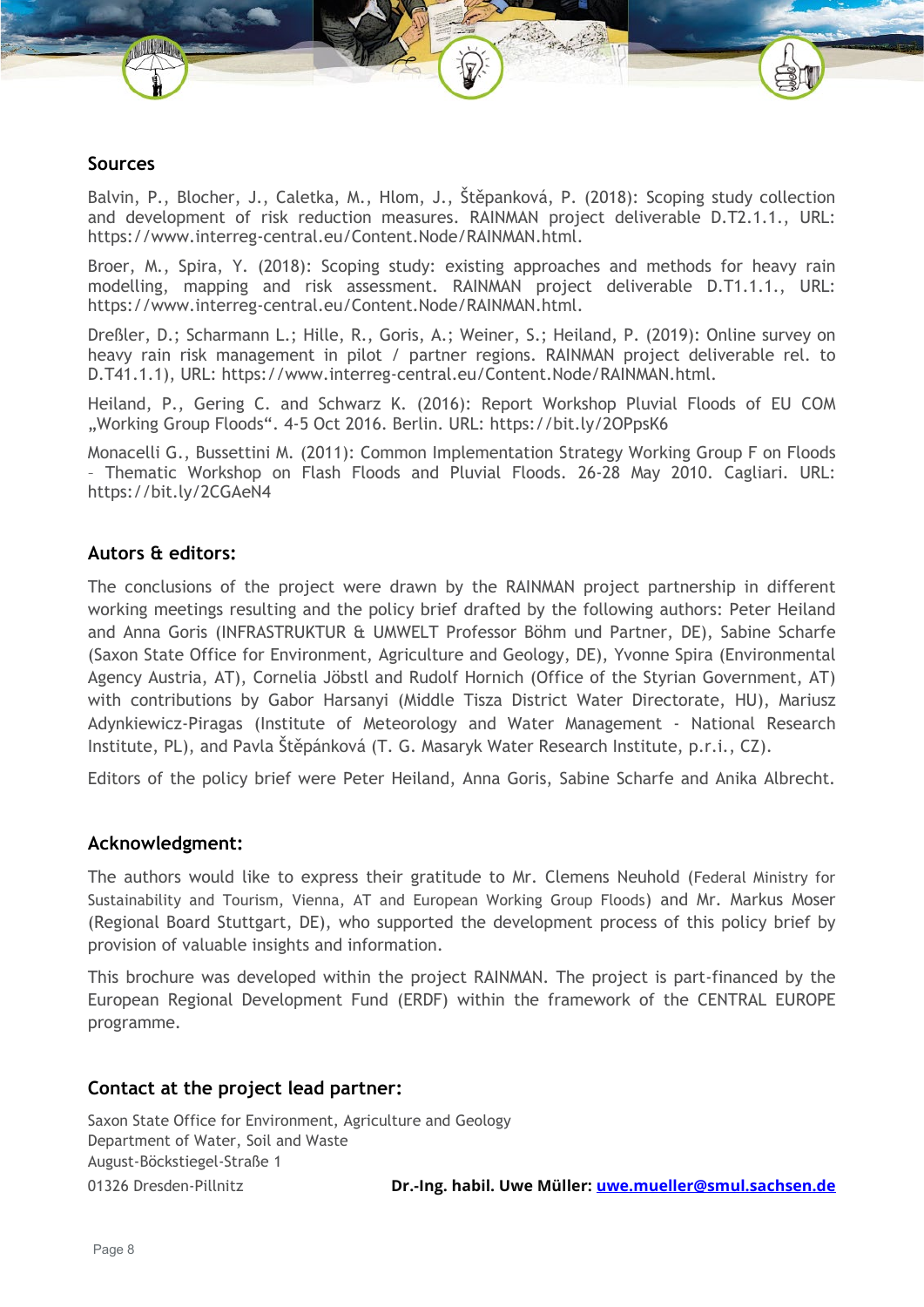## Sources

Balvin, P., Blocher, J., Caletka, M., Hlom, J., Štěpanková, P. (2018): Scoping study collection and development of risk reduction measures. RAINMAN project deliverable D.T2.1.1., URL: https://www.interreg-central.eu/Content.Node/RAINMAN.html.

Broer, M., Spira, Y. (2018): Scoping study: existing approaches and methods for heavy rain modelling, mapping and risk assessment. RAINMAN project deliverable D.T1.1.1., URL: https://www.interreg-central.eu/Content.Node/RAINMAN.html.

Dreßler, D.; Scharmann L.; Hille, R., Goris, A.; Weiner, S.; Heiland, P. (2019): Online survey on heavy rain risk management in pilot / partner regions. RAINMAN project deliverable rel. to D.T41.1.1), URL: https://www.interreg-central.eu/Content.Node/RAINMAN.html.

Heiland, P., Gering C. and Schwarz K. (2016): Report Workshop Pluvial Floods of EU COM „Working Group Floods". 4-5 Oct 2016. Berlin. URL: https://bit.ly/2OPpsK6

Monacelli G., Bussettini M. (2011): Common Implementation Strategy Working Group F on Floods – Thematic Workshop on Flash Floods and Pluvial Floods. 26-28 May 2010. Cagliari. URL: https://bit.ly/2CGAeN4

## Autors & editors:

The conclusions of the project were drawn by the RAINMAN project partnership in different working meetings resulting and the policy brief drafted by the following authors: Peter Heiland and Anna Goris (INFRASTRUKTUR & UMWELT Professor Böhm und Partner, DE), Sabine Scharfe (Saxon State Office for Environment, Agriculture and Geology, DE), Yvonne Spira (Environmental Agency Austria, AT), Cornelia Jöbstl and Rudolf Hornich (Office of the Styrian Government, AT) with contributions by Gabor Harsanyi (Middle Tisza District Water Directorate, HU), Mariusz Adynkiewicz-Piragas (Institute of Meteorology and Water Management - National Research Institute, PL), and Pavla Štěpánková (T. G. Masaryk Water Research Institute, p.r.i., CZ).

Editors of the policy brief were Peter Heiland, Anna Goris, Sabine Scharfe and Anika Albrecht.

## Acknowledgment:

The authors would like to express their gratitude to Mr. Clemens Neuhold (Federal Ministry for Sustainability and Tourism, Vienna, AT and European Working Group Floods) and Mr. Markus Moser (Regional Board Stuttgart, DE), who supported the development process of this policy brief by provision of valuable insights and information.

This brochure was developed within the project RAINMAN. The project is part-financed by the European Regional Development Fund (ERDF) within the framework of the CENTRAL EUROPE programme.

## Contact at the project lead partner:

Saxon State Office for Environment, Agriculture and Geology
Department of Water, Soil and Waste
August-Böckstiegel-Straße 1
01326 Dresden-Pillnitz

**Dr.-Ing. habil. Uwe Müller: uwe.mueller@smul.sachsen.de**